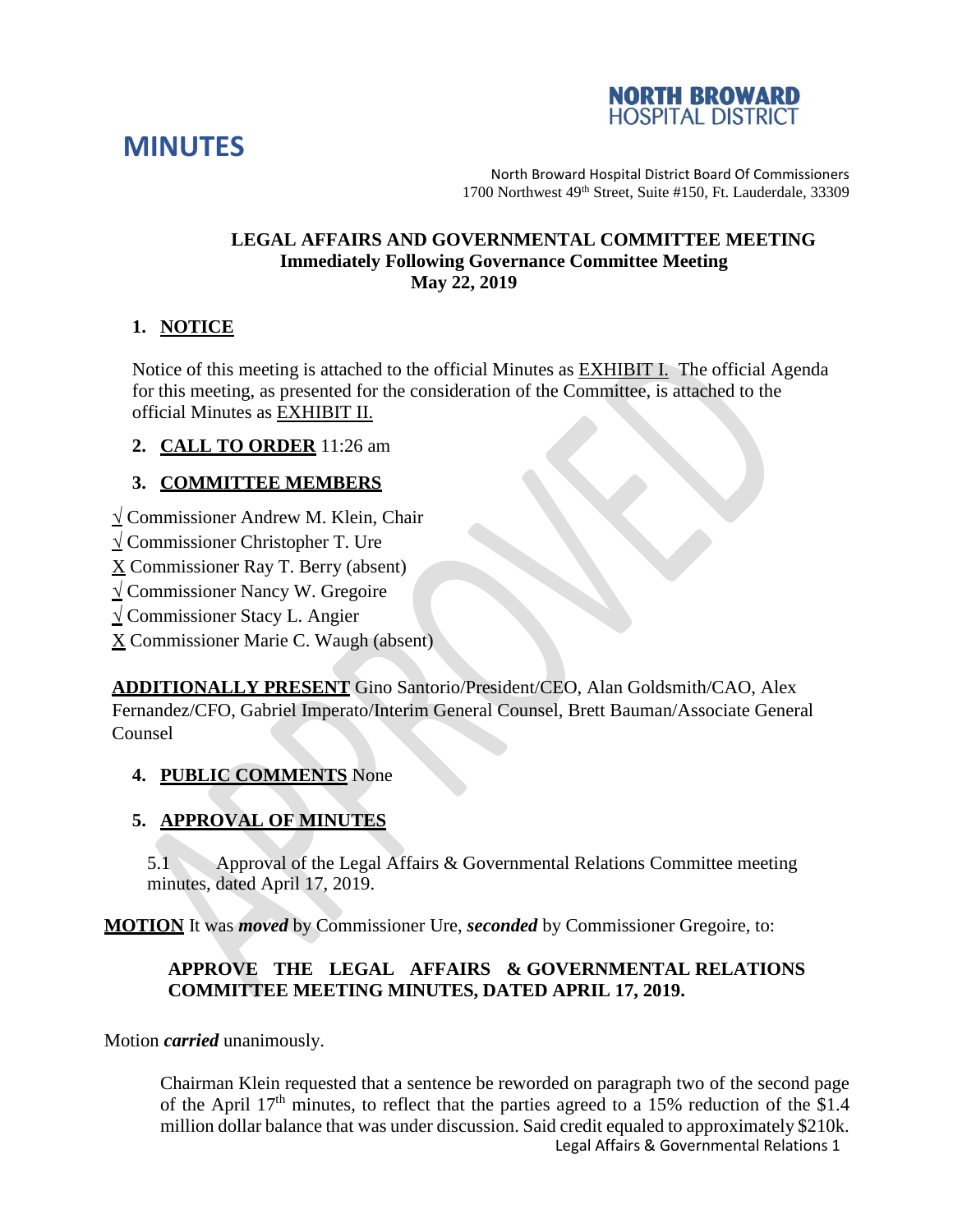NORTH BROWARD HOSPITAL DISTRICT

# MINUTES

North Broward Hospital District Board Of Commissioners
1700 Northwest 49th Street, Suite #150, Ft. Lauderdale, 33309

**LEGAL AFFAIRS AND GOVERNMENTAL COMMITTEE MEETING**
**Immediately Following Governance Committee Meeting**
**May 22, 2019**

1. **NOTICE**

Notice of this meeting is attached to the official Minutes as EXHIBIT I. The official Agenda for this meeting, as presented for the consideration of the Committee, is attached to the official Minutes as EXHIBIT II.

2. **CALL TO ORDER** 11:26 am

3. **COMMITTEE MEMBERS**

√ Commissioner Andrew M. Klein, Chair
√ Commissioner Christopher T. Ure
X Commissioner Ray T. Berry (absent)
√ Commissioner Nancy W. Gregoire
√ Commissioner Stacy L. Angier
X Commissioner Marie C. Waugh (absent)

**ADDITIONALLY PRESENT** Gino Santorio/President/CEO, Alan Goldsmith/CAO, Alex Fernandez/CFO, Gabriel Imperato/Interim General Counsel, Brett Bauman/Associate General Counsel

4. **PUBLIC COMMENTS** None

5. **APPROVAL OF MINUTES**

5.1 Approval of the Legal Affairs & Governmental Relations Committee meeting minutes, dated April 17, 2019.

**MOTION** It was ***moved*** by Commissioner Ure, ***seconded*** by Commissioner Gregoire, to:

**APPROVE THE LEGAL AFFAIRS & GOVERNMENTAL RELATIONS COMMITTEE MEETING MINUTES, DATED APRIL 17, 2019.**

Motion ***carried*** unanimously.

Chairman Klein requested that a sentence be reworded on paragraph two of the second page of the April 17th minutes, to reflect that the parties agreed to a 15% reduction of the $1.4 million dollar balance that was under discussion. Said credit equaled to approximately $210k.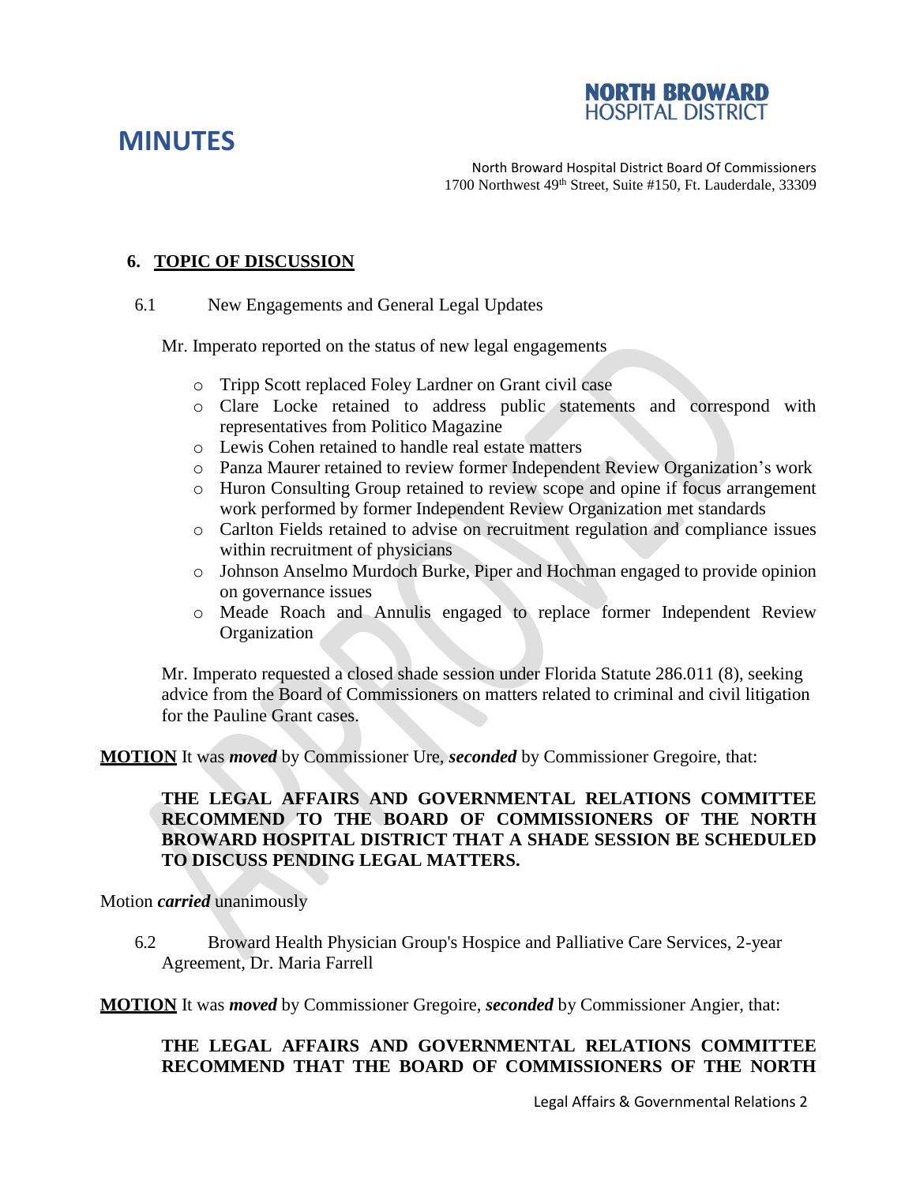# MINUTES

North Broward Hospital District Board Of Commissioners
1700 Northwest 49th Street, Suite #150, Ft. Lauderdale, 33309

## 6. TOPIC OF DISCUSSION

6.1 New Engagements and General Legal Updates

Mr. Imperato reported on the status of new legal engagements

- Tripp Scott replaced Foley Lardner on Grant civil case
- Clare Locke retained to address public statements and correspond with representatives from Politico Magazine
- Lewis Cohen retained to handle real estate matters
- Panza Maurer retained to review former Independent Review Organization's work
- Huron Consulting Group retained to review scope and opine if focus arrangement work performed by former Independent Review Organization met standards
- Carlton Fields retained to advise on recruitment regulation and compliance issues within recruitment of physicians
- Johnson Anselmo Murdoch Burke, Piper and Hochman engaged to provide opinion on governance issues
- Meade Roach and Annulis engaged to replace former Independent Review Organization

Mr. Imperato requested a closed shade session under Florida Statute 286.011 (8), seeking advice from the Board of Commissioners on matters related to criminal and civil litigation for the Pauline Grant cases.

**MOTION** It was ***moved*** by Commissioner Ure, ***seconded*** by Commissioner Gregoire, that:

**THE LEGAL AFFAIRS AND GOVERNMENTAL RELATIONS COMMITTEE RECOMMEND TO THE BOARD OF COMMISSIONERS OF THE NORTH BROWARD HOSPITAL DISTRICT THAT A SHADE SESSION BE SCHEDULED TO DISCUSS PENDING LEGAL MATTERS.**

Motion ***carried*** unanimously

6.2 Broward Health Physician Group's Hospice and Palliative Care Services, 2-year Agreement, Dr. Maria Farrell

**MOTION** It was ***moved*** by Commissioner Gregoire, ***seconded*** by Commissioner Angier, that:

**THE LEGAL AFFAIRS AND GOVERNMENTAL RELATIONS COMMITTEE RECOMMEND THAT THE BOARD OF COMMISSIONERS OF THE NORTH**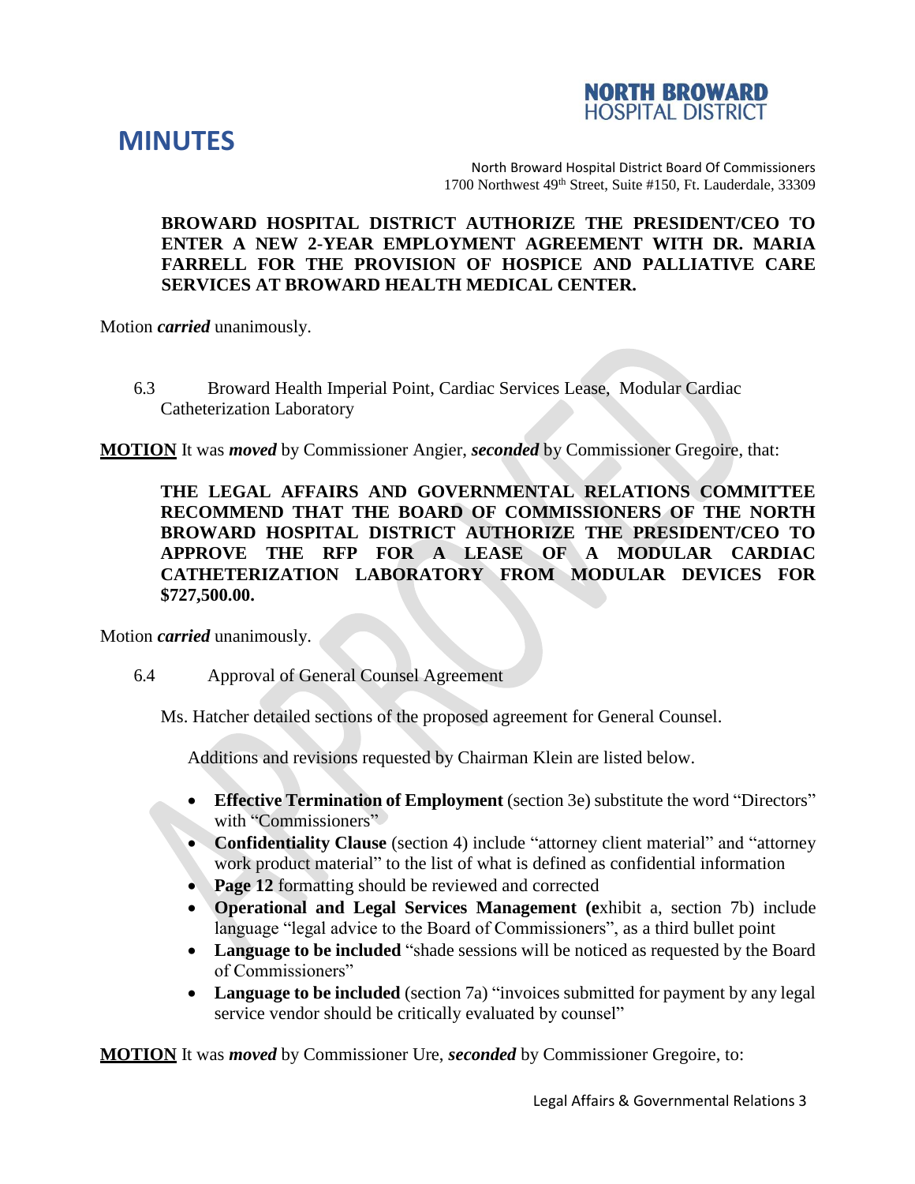**BROWARD HOSPITAL DISTRICT AUTHORIZE THE PRESIDENT/CEO TO ENTER A NEW 2-YEAR EMPLOYMENT AGREEMENT WITH DR. MARIA FARRELL FOR THE PROVISION OF HOSPICE AND PALLIATIVE CARE SERVICES AT BROWARD HEALTH MEDICAL CENTER.**

Motion ***carried*** unanimously.

6.3 Broward Health Imperial Point, Cardiac Services Lease, Modular Cardiac Catheterization Laboratory

**MOTION** It was ***moved*** by Commissioner Angier, ***seconded*** by Commissioner Gregoire, that:

**THE LEGAL AFFAIRS AND GOVERNMENTAL RELATIONS COMMITTEE RECOMMEND THAT THE BOARD OF COMMISSIONERS OF THE NORTH BROWARD HOSPITAL DISTRICT AUTHORIZE THE PRESIDENT/CEO TO APPROVE THE RFP FOR A LEASE OF A MODULAR CARDIAC CATHETERIZATION LABORATORY FROM MODULAR DEVICES FOR $727,500.00.**

Motion ***carried*** unanimously.

6.4 Approval of General Counsel Agreement

Ms. Hatcher detailed sections of the proposed agreement for General Counsel.

Additions and revisions requested by Chairman Klein are listed below.

- **Effective Termination of Employment** (section 3e) substitute the word "Directors" with "Commissioners"
- **Confidentiality Clause** (section 4) include "attorney client material" and "attorney work product material" to the list of what is defined as confidential information
- **Page 12** formatting should be reviewed and corrected
- **Operational and Legal Services Management (e**xhibit a, section 7b) include language "legal advice to the Board of Commissioners", as a third bullet point
- **Language to be included** "shade sessions will be noticed as requested by the Board of Commissioners"
- **Language to be included** (section 7a) "invoices submitted for payment by any legal service vendor should be critically evaluated by counsel"

**MOTION** It was ***moved*** by Commissioner Ure, ***seconded*** by Commissioner Gregoire, to: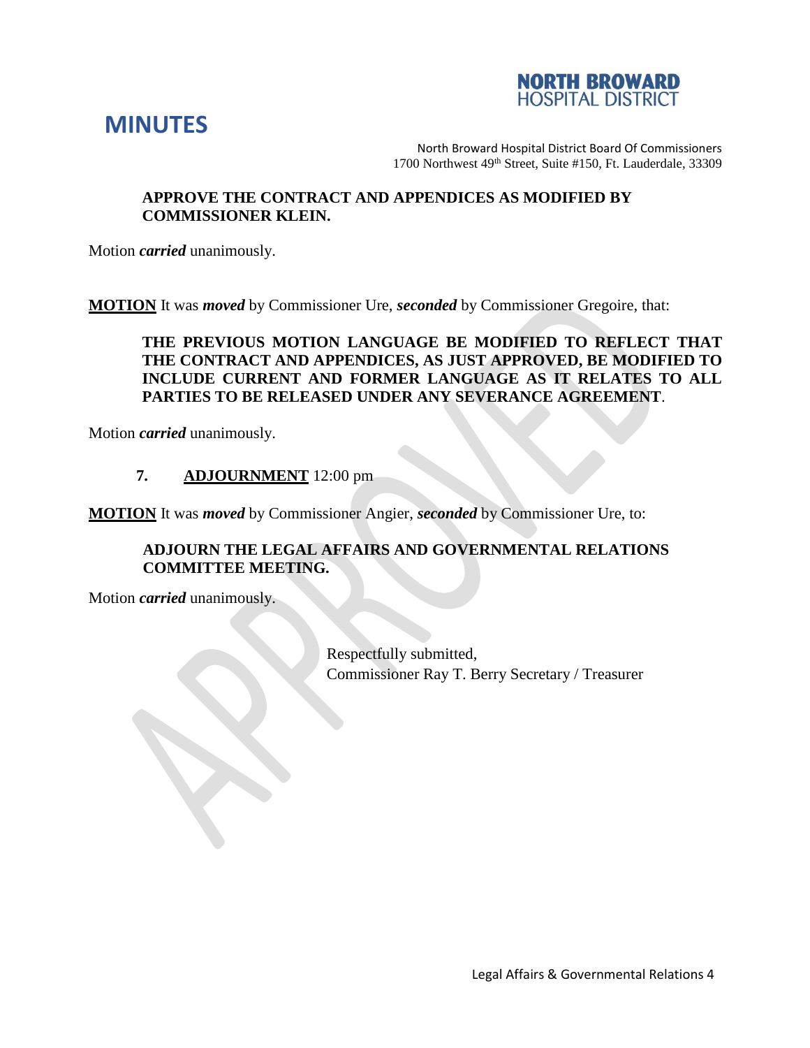# MINUTES

North Broward Hospital District Board Of Commissioners
1700 Northwest 49th Street, Suite #150, Ft. Lauderdale, 33309

**APPROVE THE CONTRACT AND APPENDICES AS MODIFIED BY COMMISSIONER KLEIN.**

Motion ***carried*** unanimously.

**MOTION** It was ***moved*** by Commissioner Ure, ***seconded*** by Commissioner Gregoire, that:

**THE PREVIOUS MOTION LANGUAGE BE MODIFIED TO REFLECT THAT THE CONTRACT AND APPENDICES, AS JUST APPROVED, BE MODIFIED TO INCLUDE CURRENT AND FORMER LANGUAGE AS IT RELATES TO ALL PARTIES TO BE RELEASED UNDER ANY SEVERANCE AGREEMENT**.

Motion ***carried*** unanimously.

**7. ADJOURNMENT** 12:00 pm

**MOTION** It was ***moved*** by Commissioner Angier, ***seconded*** by Commissioner Ure, to:

**ADJOURN THE LEGAL AFFAIRS AND GOVERNMENTAL RELATIONS COMMITTEE MEETING.**

Motion ***carried*** unanimously.

Respectfully submitted,
Commissioner Ray T. Berry Secretary / Treasurer